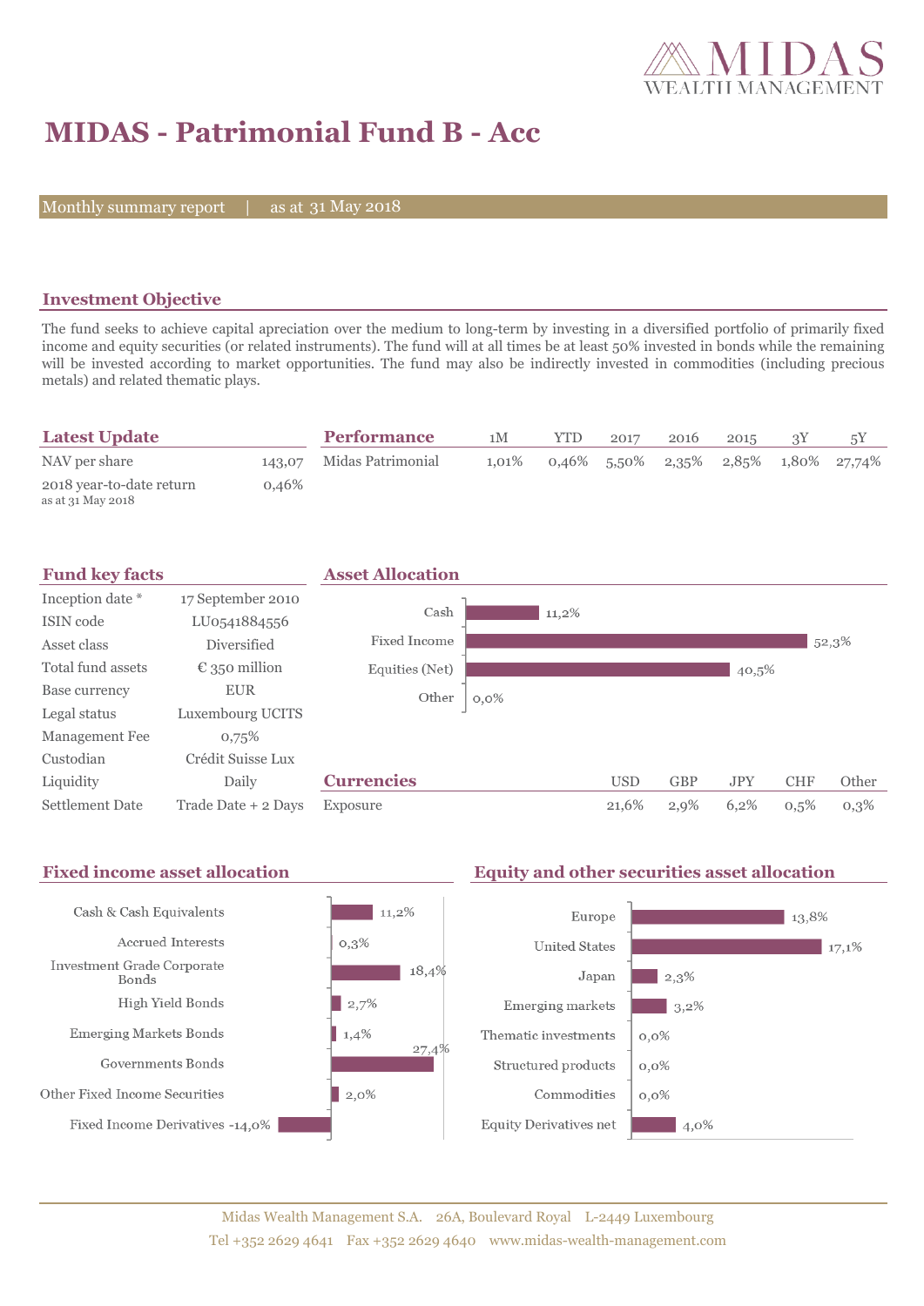# MIDAS - Patrimonial Fund B - Acc

Monthly summary report | as at 31 May 2018

## Investment Objective

The fund seeks to achieve capital apreciation over the medium to long-term by investing in a diversified portfolio of primarily fixed income and equity securities (or related instruments). The fund will at all times be at least 50% invested in bonds while the remaining will be invested according to market opportunities. The fund may also be indirectly invested in commodities (including precious metals) and related thematic plays.

## Latest Update

| | |
|---|---|
| NAV per share | 143,07 |
| 2018 year-to-date return<br>as at 31 May 2018 | 0,46% |

## Performance

| | 1M | YTD | 2017 | 2016 | 2015 | 3Y | 5Y |
|---|---|---|---|---|---|---|---|
| Midas Patrimonial | 1,01% | 0,46% | 5,50% | 2,35% | 2,85% | 1,80% | 27,74% |

## Fund key facts

| | |
|---|---|
| Inception date * | 17 September 2010 |
| ISIN code | LU0541884556 |
| Asset class | Diversified |
| Total fund assets | € 350 million |
| Base currency | EUR |
| Legal status | Luxembourg UCITS |
| Management Fee | 0,75% |
| Custodian | Crédit Suisse Lux |
| Liquidity | Daily |
| Settlement Date | Trade Date + 2 Days |

## Asset Allocation

| | |
|---|---|
| Cash | 11,2% |
| Fixed Income | 52,3% |
| Equities (Net) | 40,5% |
| Other | 0,0% |

## Currencies

| | USD | GBP | JPY | CHF | Other |
|---|---|---|---|---|---|
| Exposure | 21,6% | 2,9% | 6,2% | 0,5% | 0,3% |

## Fixed income asset allocation

| | |
|---|---|
| Cash & Cash Equivalents | 11,2% |
| Accrued Interests | 0,3% |
| Investment Grade Corporate Bonds | 18,4% |
| High Yield Bonds | 2,7% |
| Emerging Markets Bonds | 1,4% |
| Governments Bonds | 27,4% |
| Other Fixed Income Securities | 2,0% |
| Fixed Income Derivatives | -14,0% |

## Equity and other securities asset allocation

| | |
|---|---|
| Europe | 13,8% |
| United States | 17,1% |
| Japan | 2,3% |
| Emerging markets | 3,2% |
| Thematic investments | 0,0% |
| Structured products | 0,0% |
| Commodities | 0,0% |
| Equity Derivatives net | 4,0% |

Midas Wealth Management S.A. 26A, Boulevard Royal L-2449 Luxembourg
Tel +352 2629 4641 Fax +352 2629 4640 www.midas-wealth-management.com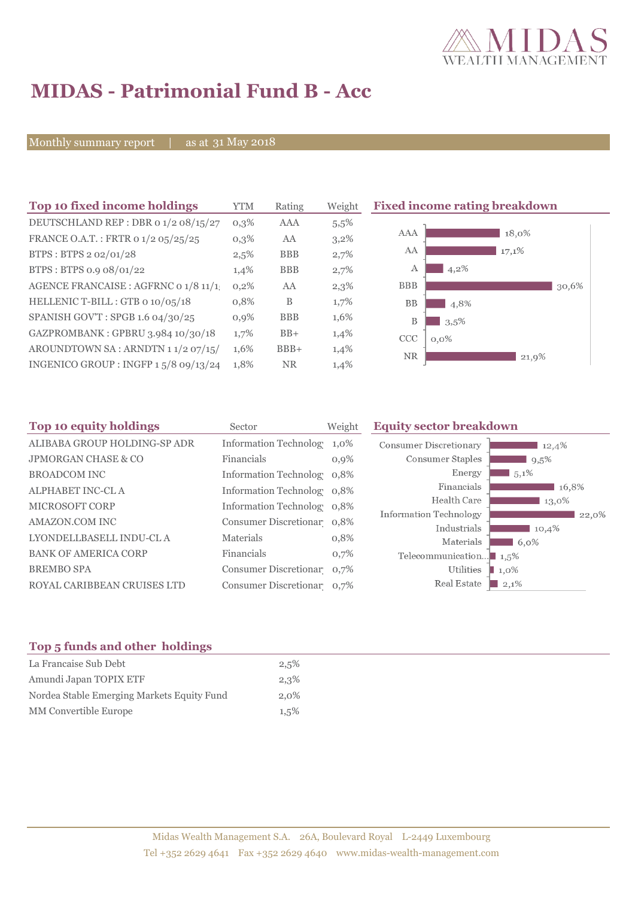# MIDAS - Patrimonial Fund B - Acc

Monthly summary report | as at 31 May 2018

## Top 10 fixed income holdings

| Top 10 fixed income holdings | YTM | Rating | Weight |
|---|---|---|---|
| DEUTSCHLAND REP : DBR 0 1/2 08/15/27 | 0,3% | AAA | 5,5% |
| FRANCE O.A.T. : FRTR 0 1/2 05/25/25 | 0,3% | AA | 3,2% |
| BTPS : BTPS 2 02/01/28 | 2,5% | BBB | 2,7% |
| BTPS : BTPS 0.9 08/01/22 | 1,4% | BBB | 2,7% |
| AGENCE FRANCAISE : AGFRNC 0 1/8 11/1; | 0,2% | AA | 2,3% |
| HELLENIC T-BILL : GTB 0 10/05/18 | 0,8% | B | 1,7% |
| SPANISH GOV'T : SPGB 1.6 04/30/25 | 0,9% | BBB | 1,6% |
| GAZPROMBANK : GPBRU 3.984 10/30/18 | 1,7% | BB+ | 1,4% |
| AROUNDTOWN SA : ARNDTN 1 1/2 07/15/ | 1,6% | BBB+ | 1,4% |
| INGENICO GROUP : INGFP 1 5/8 09/13/24 | 1,8% | NR | 1,4% |

## Fixed income rating breakdown

| Rating | Weight |
|---|---|
| AAA | 18,0% |
| AA | 17,1% |
| A | 4,2% |
| BBB | 30,6% |
| BB | 4,8% |
| B | 3,5% |
| CCC | 0,0% |
| NR | 21,9% |

## Top 10 equity holdings

| Top 10 equity holdings | Sector | Weight |
|---|---|---|
| ALIBABA GROUP HOLDING-SP ADR | Information Technolog | 1,0% |
| JPMORGAN CHASE & CO | Financials | 0,9% |
| BROADCOM INC | Information Technolog | 0,8% |
| ALPHABET INC-CL A | Information Technolog | 0,8% |
| MICROSOFT CORP | Information Technolog | 0,8% |
| AMAZON.COM INC | Consumer Discretionar | 0,8% |
| LYONDELLBASELL INDU-CL A | Materials | 0,8% |
| BANK OF AMERICA CORP | Financials | 0,7% |
| BREMBO SPA | Consumer Discretionar | 0,7% |
| ROYAL CARIBBEAN CRUISES LTD | Consumer Discretionar | 0,7% |

## Equity sector breakdown

| Sector | Weight |
|---|---|
| Consumer Discretionary | 12,4% |
| Consumer Staples | 9,5% |
| Energy | 5,1% |
| Financials | 16,8% |
| Health Care | 13,0% |
| Information Technology | 22,0% |
| Industrials | 10,4% |
| Materials | 6,0% |
| Telecommunication... | 1,5% |
| Utilities | 1,0% |
| Real Estate | 2,1% |

## Top 5 funds and other holdings

| Top 5 funds and other holdings | |
|---|---|
| La Francaise Sub Debt | 2,5% |
| Amundi Japan TOPIX ETF | 2,3% |
| Nordea Stable Emerging Markets Equity Fund | 2,0% |
| MM Convertible Europe | 1,5% |

Midas Wealth Management S.A. 26A, Boulevard Royal L-2449 Luxembourg
Tel +352 2629 4641 Fax +352 2629 4640 www.midas-wealth-management.com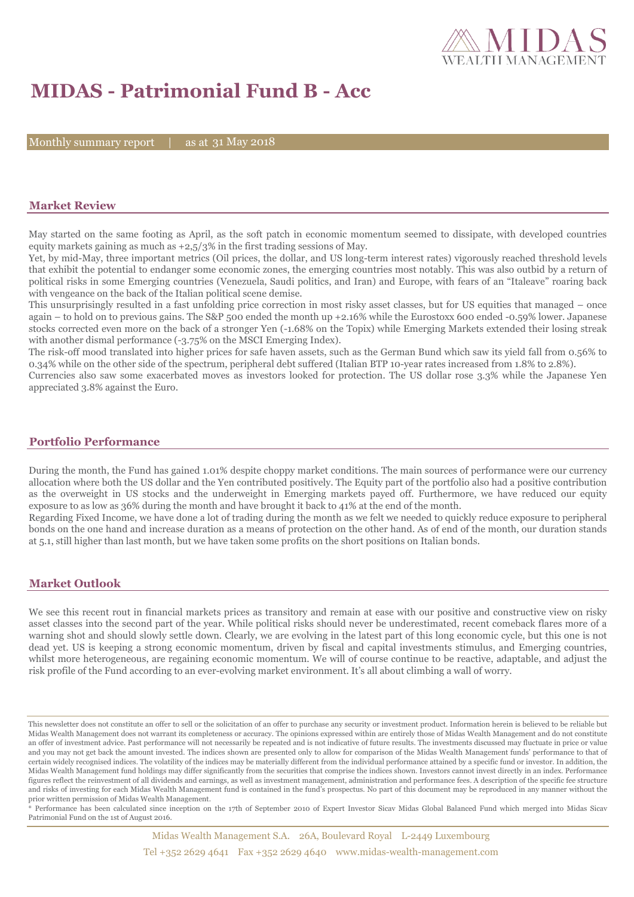# MIDAS - Patrimonial Fund B - Acc

Monthly summary report | as at 31 May 2018

## Market Review

May started on the same footing as April, as the soft patch in economic momentum seemed to dissipate, with developed countries equity markets gaining as much as +2,5/3% in the first trading sessions of May.

Yet, by mid-May, three important metrics (Oil prices, the dollar, and US long-term interest rates) vigorously reached threshold levels that exhibit the potential to endanger some economic zones, the emerging countries most notably. This was also outbid by a return of political risks in some Emerging countries (Venezuela, Saudi politics, and Iran) and Europe, with fears of an "Italeave" roaring back with vengeance on the back of the Italian political scene demise.

This unsurprisingly resulted in a fast unfolding price correction in most risky asset classes, but for US equities that managed – once again – to hold on to previous gains. The S&P 500 ended the month up +2.16% while the Eurostoxx 600 ended -0.59% lower. Japanese stocks corrected even more on the back of a stronger Yen (-1.68% on the Topix) while Emerging Markets extended their losing streak with another dismal performance (-3.75% on the MSCI Emerging Index).

The risk-off mood translated into higher prices for safe haven assets, such as the German Bund which saw its yield fall from 0.56% to 0.34% while on the other side of the spectrum, peripheral debt suffered (Italian BTP 10-year rates increased from 1.8% to 2.8%).

Currencies also saw some exacerbated moves as investors looked for protection. The US dollar rose 3.3% while the Japanese Yen appreciated 3.8% against the Euro.

## Portfolio Performance

During the month, the Fund has gained 1.01% despite choppy market conditions. The main sources of performance were our currency allocation where both the US dollar and the Yen contributed positively. The Equity part of the portfolio also had a positive contribution as the overweight in US stocks and the underweight in Emerging markets payed off. Furthermore, we have reduced our equity exposure to as low as 36% during the month and have brought it back to 41% at the end of the month.

Regarding Fixed Income, we have done a lot of trading during the month as we felt we needed to quickly reduce exposure to peripheral bonds on the one hand and increase duration as a means of protection on the other hand. As of end of the month, our duration stands at 5.1, still higher than last month, but we have taken some profits on the short positions on Italian bonds.

## Market Outlook

We see this recent rout in financial markets prices as transitory and remain at ease with our positive and constructive view on risky asset classes into the second part of the year. While political risks should never be underestimated, recent comeback flares more of a warning shot and should slowly settle down. Clearly, we are evolving in the latest part of this long economic cycle, but this one is not dead yet. US is keeping a strong economic momentum, driven by fiscal and capital investments stimulus, and Emerging countries, whilst more heterogeneous, are regaining economic momentum. We will of course continue to be reactive, adaptable, and adjust the risk profile of the Fund according to an ever-evolving market environment. It's all about climbing a wall of worry.

This newsletter does not constitute an offer to sell or the solicitation of an offer to purchase any security or investment product. Information herein is believed to be reliable but Midas Wealth Management does not warrant its completeness or accuracy. The opinions expressed within are entirely those of Midas Wealth Management and do not constitute an offer of investment advice. Past performance will not necessarily be repeated and is not indicative of future results. The investments discussed may fluctuate in price or value and you may not get back the amount invested. The indices shown are presented only to allow for comparison of the Midas Wealth Management funds' performance to that of certain widely recognised indices. The volatility of the indices may be materially different from the individual performance attained by a specific fund or investor. In addition, the Midas Wealth Management fund holdings may differ significantly from the securities that comprise the indices shown. Investors cannot invest directly in an index. Performance figures reflect the reinvestment of all dividends and earnings, as well as investment management, administration and performance fees. A description of the specific fee structure and risks of investing for each Midas Wealth Management fund is contained in the fund's prospectus. No part of this document may be reproduced in any manner without the prior written permission of Midas Wealth Management.

* Performance has been calculated since inception on the 17th of September 2010 of Expert Investor Sicav Midas Global Balanced Fund which merged into Midas Sicav Patrimonial Fund on the 1st of August 2016.

Midas Wealth Management S.A. 26A, Boulevard Royal L-2449 Luxembourg
Tel +352 2629 4641 Fax +352 2629 4640 www.midas-wealth-management.com